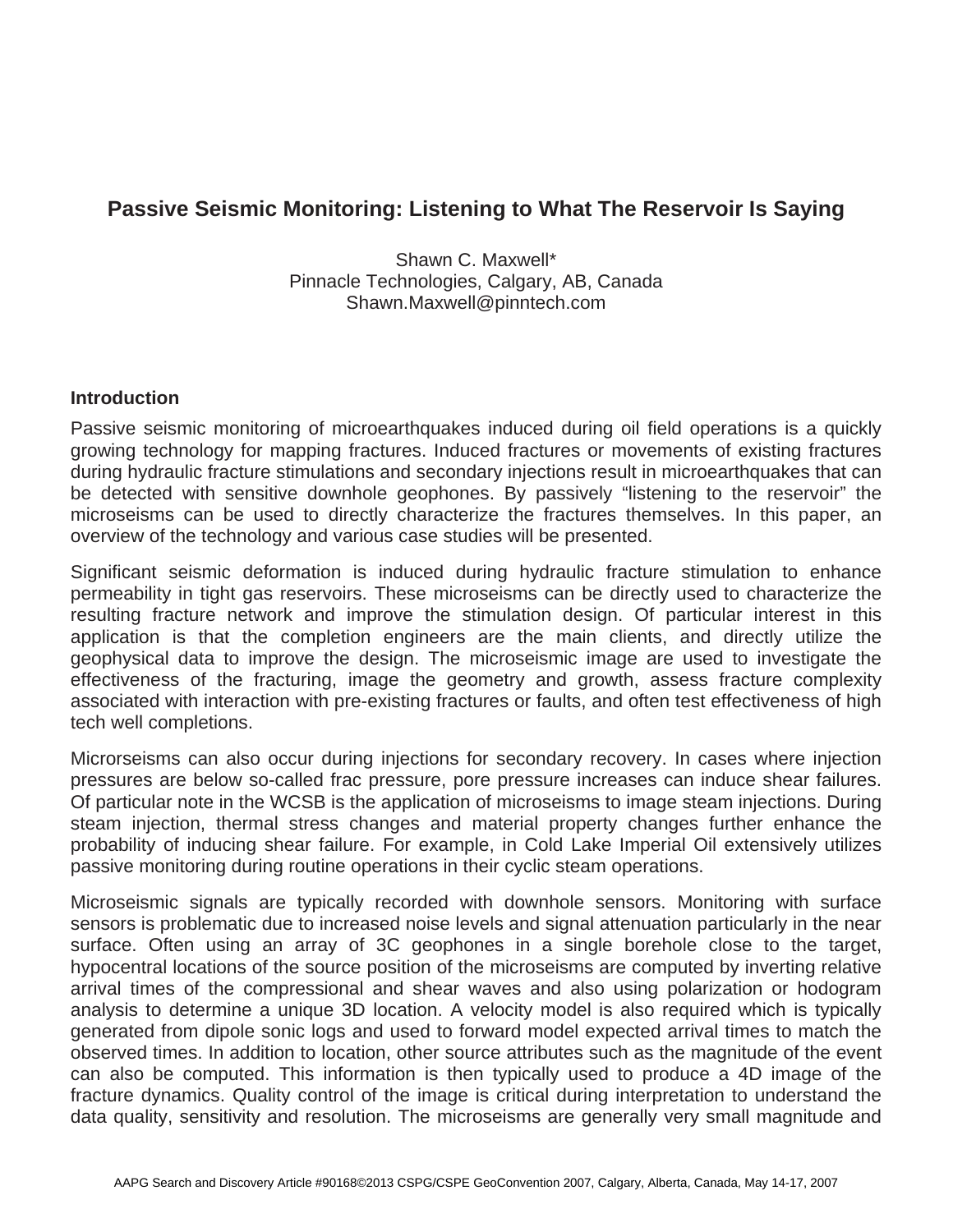# Passive Seismic Monitoring: Listening to What The Reservoir Is Saying

Shawn C. Maxwell*
Pinnacle Technologies, Calgary, AB, Canada
Shawn.Maxwell@pinntech.com

## Introduction

Passive seismic monitoring of microearthquakes induced during oil field operations is a quickly growing technology for mapping fractures. Induced fractures or movements of existing fractures during hydraulic fracture stimulations and secondary injections result in microearthquakes that can be detected with sensitive downhole geophones. By passively "listening to the reservoir" the microseisms can be used to directly characterize the fractures themselves. In this paper, an overview of the technology and various case studies will be presented.

Significant seismic deformation is induced during hydraulic fracture stimulation to enhance permeability in tight gas reservoirs. These microseisms can be directly used to characterize the resulting fracture network and improve the stimulation design. Of particular interest in this application is that the completion engineers are the main clients, and directly utilize the geophysical data to improve the design. The microseismic image are used to investigate the effectiveness of the fracturing, image the geometry and growth, assess fracture complexity associated with interaction with pre-existing fractures or faults, and often test effectiveness of high tech well completions.

Microrseisms can also occur during injections for secondary recovery. In cases where injection pressures are below so-called frac pressure, pore pressure increases can induce shear failures. Of particular note in the WCSB is the application of microseisms to image steam injections. During steam injection, thermal stress changes and material property changes further enhance the probability of inducing shear failure. For example, in Cold Lake Imperial Oil extensively utilizes passive monitoring during routine operations in their cyclic steam operations.

Microseismic signals are typically recorded with downhole sensors. Monitoring with surface sensors is problematic due to increased noise levels and signal attenuation particularly in the near surface. Often using an array of 3C geophones in a single borehole close to the target, hypocentral locations of the source position of the microseisms are computed by inverting relative arrival times of the compressional and shear waves and also using polarization or hodogram analysis to determine a unique 3D location. A velocity model is also required which is typically generated from dipole sonic logs and used to forward model expected arrival times to match the observed times. In addition to location, other source attributes such as the magnitude of the event can also be computed. This information is then typically used to produce a 4D image of the fracture dynamics. Quality control of the image is critical during interpretation to understand the data quality, sensitivity and resolution. The microseisms are generally very small magnitude and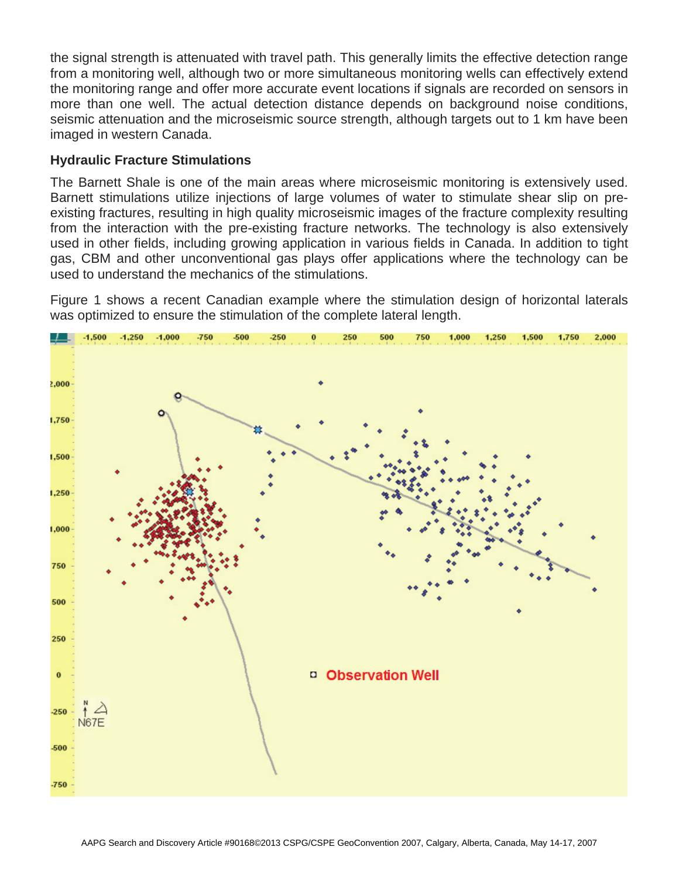the signal strength is attenuated with travel path. This generally limits the effective detection range from a monitoring well, although two or more simultaneous monitoring wells can effectively extend the monitoring range and offer more accurate event locations if signals are recorded on sensors in more than one well. The actual detection distance depends on background noise conditions, seismic attenuation and the microseismic source strength, although targets out to 1 km have been imaged in western Canada.

### Hydraulic Fracture Stimulations

The Barnett Shale is one of the main areas where microseismic monitoring is extensively used. Barnett stimulations utilize injections of large volumes of water to stimulate shear slip on pre-existing fractures, resulting in high quality microseismic images of the fracture complexity resulting from the interaction with the pre-existing fracture networks. The technology is also extensively used in other fields, including growing application in various fields in Canada. In addition to tight gas, CBM and other unconventional gas plays offer applications where the technology can be used to understand the mechanics of the stimulations.

Figure 1 shows a recent Canadian example where the stimulation design of horizontal laterals was optimized to ensure the stimulation of the complete lateral length.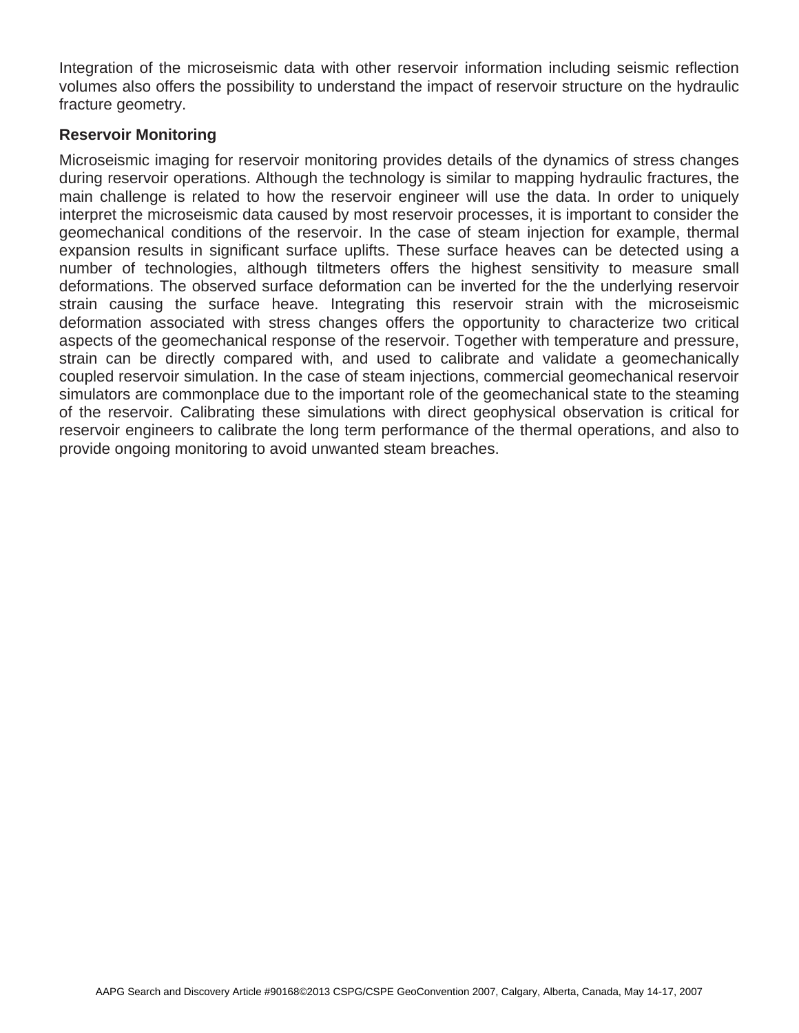Integration of the microseismic data with other reservoir information including seismic reflection volumes also offers the possibility to understand the impact of reservoir structure on the hydraulic fracture geometry.

**Reservoir Monitoring**

Microseismic imaging for reservoir monitoring provides details of the dynamics of stress changes during reservoir operations. Although the technology is similar to mapping hydraulic fractures, the main challenge is related to how the reservoir engineer will use the data. In order to uniquely interpret the microseismic data caused by most reservoir processes, it is important to consider the geomechanical conditions of the reservoir. In the case of steam injection for example, thermal expansion results in significant surface uplifts. These surface heaves can be detected using a number of technologies, although tiltmeters offers the highest sensitivity to measure small deformations. The observed surface deformation can be inverted for the the underlying reservoir strain causing the surface heave. Integrating this reservoir strain with the microseismic deformation associated with stress changes offers the opportunity to characterize two critical aspects of the geomechanical response of the reservoir. Together with temperature and pressure, strain can be directly compared with, and used to calibrate and validate a geomechanically coupled reservoir simulation. In the case of steam injections, commercial geomechanical reservoir simulators are commonplace due to the important role of the geomechanical state to the steaming of the reservoir. Calibrating these simulations with direct geophysical observation is critical for reservoir engineers to calibrate the long term performance of the thermal operations, and also to provide ongoing monitoring to avoid unwanted steam breaches.